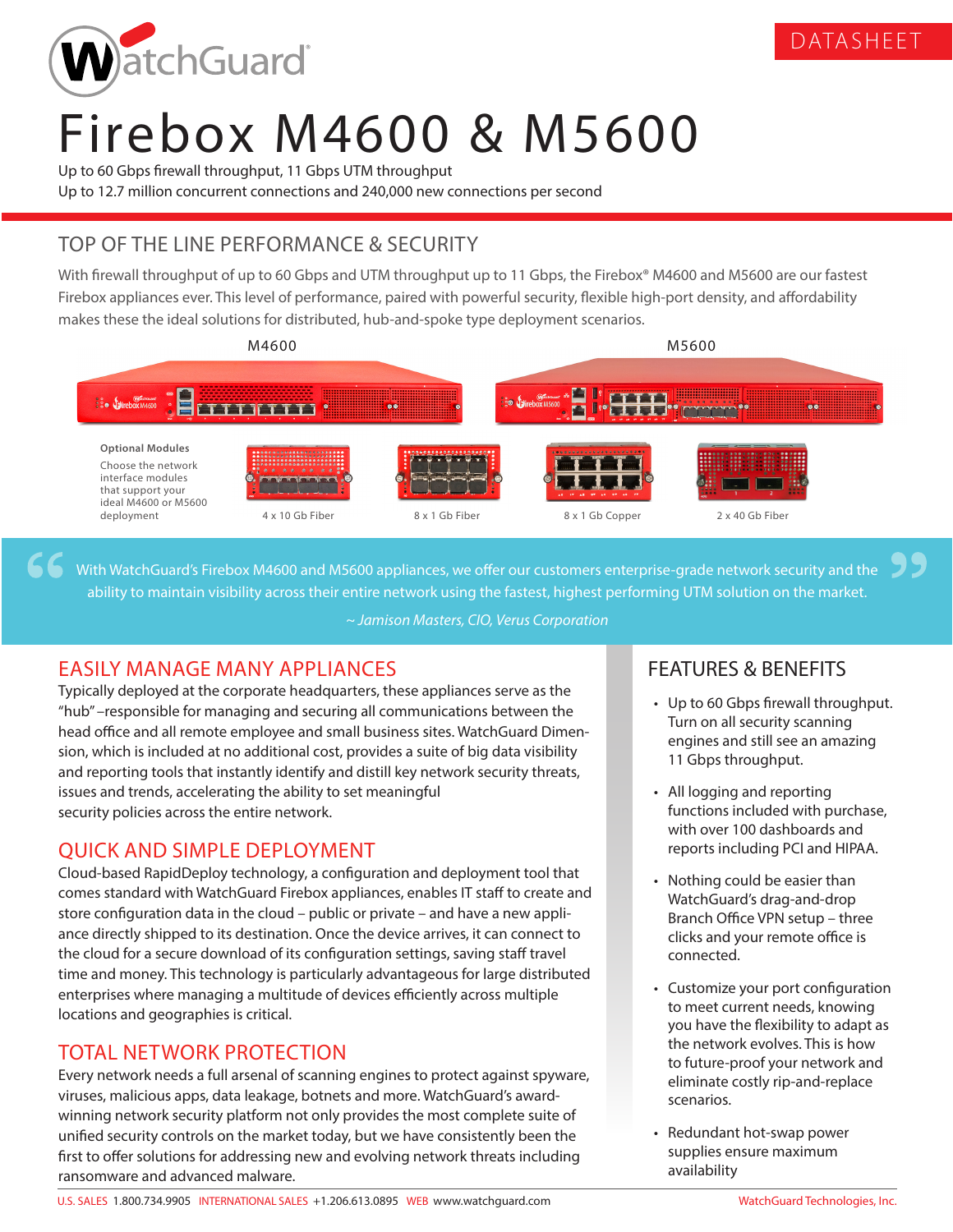WatchGuard®

DATASHEET

# Firebox M4600 & M5600

Up to 60 Gbps firewall throughput, 11 Gbps UTM throughput
Up to 12.7 million concurrent connections and 240,000 new connections per second

## TOP OF THE LINE PERFORMANCE & SECURITY

With firewall throughput of up to 60 Gbps and UTM throughput up to 11 Gbps, the Firebox® M4600 and M5600 are our fastest Firebox appliances ever. This level of performance, paired with powerful security, flexible high-port density, and affordability makes these the ideal solutions for distributed, hub-and-spoke type deployment scenarios.

M4600

M5600

**Optional Modules**

Choose the network interface modules that support your ideal M4600 or M5600 deployment

4 x 10 Gb Fiber

8 x 1 Gb Fiber

8 x 1 Gb Copper

2 x 40 Gb Fiber

> With WatchGuard's Firebox M4600 and M5600 appliances, we offer our customers enterprise-grade network security and the ability to maintain visibility across their entire network using the fastest, highest performing UTM solution on the market.
>
> *~ Jamison Masters, CIO, Verus Corporation*

## EASILY MANAGE MANY APPLIANCES

Typically deployed at the corporate headquarters, these appliances serve as the "hub" –responsible for managing and securing all communications between the head office and all remote employee and small business sites. WatchGuard Dimension, which is included at no additional cost, provides a suite of big data visibility and reporting tools that instantly identify and distill key network security threats, issues and trends, accelerating the ability to set meaningful security policies across the entire network.

## QUICK AND SIMPLE DEPLOYMENT

Cloud-based RapidDeploy technology, a configuration and deployment tool that comes standard with WatchGuard Firebox appliances, enables IT staff to create and store configuration data in the cloud – public or private – and have a new appliance directly shipped to its destination. Once the device arrives, it can connect to the cloud for a secure download of its configuration settings, saving staff travel time and money. This technology is particularly advantageous for large distributed enterprises where managing a multitude of devices efficiently across multiple locations and geographies is critical.

## TOTAL NETWORK PROTECTION

Every network needs a full arsenal of scanning engines to protect against spyware, viruses, malicious apps, data leakage, botnets and more. WatchGuard's award-winning network security platform not only provides the most complete suite of unified security controls on the market today, but we have consistently been the first to offer solutions for addressing new and evolving network threats including ransomware and advanced malware.

## FEATURES & BENEFITS

- Up to 60 Gbps firewall throughput. Turn on all security scanning engines and still see an amazing 11 Gbps throughput.
- All logging and reporting functions included with purchase, with over 100 dashboards and reports including PCI and HIPAA.
- Nothing could be easier than WatchGuard's drag-and-drop Branch Office VPN setup – three clicks and your remote office is connected.
- Customize your port configuration to meet current needs, knowing you have the flexibility to adapt as the network evolves. This is how to future-proof your network and eliminate costly rip-and-replace scenarios.
- Redundant hot-swap power supplies ensure maximum availability

U.S. SALES 1.800.734.9905 INTERNATIONAL SALES +1.206.613.0895 WEB www.watchguard.com WatchGuard Technologies, Inc.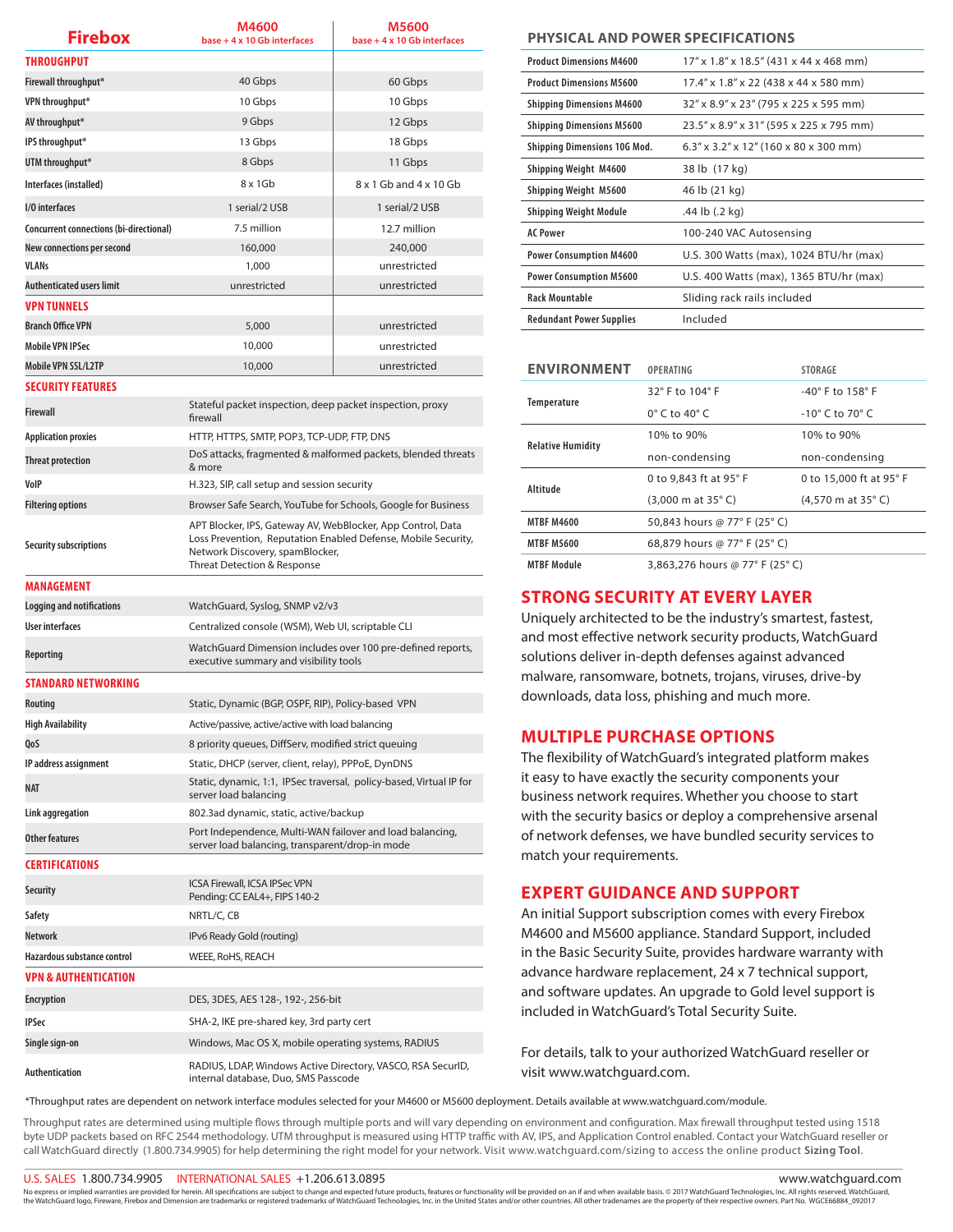| Firebox | M4600 base + 4 x 10 Gb interfaces | M5600 base + 4 x 10 Gb interfaces |
|---|---|---|
| **THROUGHPUT** | | |
| Firewall throughput* | 40 Gbps | 60 Gbps |
| VPN throughput* | 10 Gbps | 10 Gbps |
| AV throughput* | 9 Gbps | 12 Gbps |
| IPS throughput* | 13 Gbps | 18 Gbps |
| UTM throughput* | 8 Gbps | 11 Gbps |
| Interfaces (installed) | 8 x 1Gb | 8 x 1 Gb and 4 x 10 Gb |
| I/O interfaces | 1 serial/2 USB | 1 serial/2 USB |
| Concurrent connections (bi-directional) | 7.5 million | 12.7 million |
| New connections per second | 160,000 | 240,000 |
| VLANs | 1,000 | unrestricted |
| Authenticated users limit | unrestricted | unrestricted |
| **VPN TUNNELS** | | |
| Branch Office VPN | 5,000 | unrestricted |
| Mobile VPN IPSec | 10,000 | unrestricted |
| Mobile VPN SSL/L2TP | 10,000 | unrestricted |

| | |
|---|---|
| **SECURITY FEATURES** | |
| Firewall | Stateful packet inspection, deep packet inspection, proxy firewall |
| Application proxies | HTTP, HTTPS, SMTP, POP3, TCP-UDP, FTP, DNS |
| Threat protection | DoS attacks, fragmented & malformed packets, blended threats & more |
| VoIP | H.323, SIP, call setup and session security |
| Filtering options | Browser Safe Search, YouTube for Schools, Google for Business |
| Security subscriptions | APT Blocker, IPS, Gateway AV, WebBlocker, App Control, Data Loss Prevention, Reputation Enabled Defense, Mobile Security, Network Discovery, spamBlocker, Threat Detection & Response |
| **MANAGEMENT** | |
| Logging and notifications | WatchGuard, Syslog, SNMP v2/v3 |
| User interfaces | Centralized console (WSM), Web UI, scriptable CLI |
| Reporting | WatchGuard Dimension includes over 100 pre-defined reports, executive summary and visibility tools |
| **STANDARD NETWORKING** | |
| Routing | Static, Dynamic (BGP, OSPF, RIP), Policy-based VPN |
| High Availability | Active/passive, active/active with load balancing |
| QoS | 8 priority queues, DiffServ, modified strict queuing |
| IP address assignment | Static, DHCP (server, client, relay), PPPoE, DynDNS |
| NAT | Static, dynamic, 1:1, IPSec traversal, policy-based, Virtual IP for server load balancing |
| Link aggregation | 802.3ad dynamic, static, active/backup |
| Other features | Port Independence, Multi-WAN failover and load balancing, server load balancing, transparent/drop-in mode |
| **CERTIFICATIONS** | |
| Security | ICSA Firewall, ICSA IPSec VPN Pending: CC EAL4+, FIPS 140-2 |
| Safety | NRTL/C, CB |
| Network | IPv6 Ready Gold (routing) |
| Hazardous substance control | WEEE, RoHS, REACH |
| **VPN & AUTHENTICATION** | |
| Encryption | DES, 3DES, AES 128-, 192-, 256-bit |
| IPSec | SHA-2, IKE pre-shared key, 3rd party cert |
| Single sign-on | Windows, Mac OS X, mobile operating systems, RADIUS |
| Authentication | RADIUS, LDAP, Windows Active Directory, VASCO, RSA SecurID, internal database, Duo, SMS Passcode |

## PHYSICAL AND POWER SPECIFICATIONS

| | |
|---|---|
| Product Dimensions M4600 | 17" x 1.8" x 18.5" (431 x 44 x 468 mm) |
| Product Dimensions M5600 | 17.4" x 1.8" x 22 (438 x 44 x 580 mm) |
| Shipping Dimensions M4600 | 32" x 8.9" x 23" (795 x 225 x 595 mm) |
| Shipping Dimensions M5600 | 23.5" x 8.9" x 31" (595 x 225 x 795 mm) |
| Shipping Dimensions 10G Mod. | 6.3" x 3.2" x 12" (160 x 80 x 300 mm) |
| Shipping Weight M4600 | 38 lb (17 kg) |
| Shipping Weight M5600 | 46 lb (21 kg) |
| Shipping Weight Module | .44 lb (.2 kg) |
| AC Power | 100-240 VAC Autosensing |
| Power Consumption M4600 | U.S. 300 Watts (max), 1024 BTU/hr (max) |
| Power Consumption M5600 | U.S. 400 Watts (max), 1365 BTU/hr (max) |
| Rack Mountable | Sliding rack rails included |
| Redundant Power Supplies | Included |

| ENVIRONMENT | OPERATING | STORAGE |
|---|---|---|
| Temperature | 32° F to 104° F<br>0° C to 40° C | -40° F to 158° F<br>-10° C to 70° C |
| Relative Humidity | 10% to 90% non-condensing | 10% to 90% non-condensing |
| Altitude | 0 to 9,843 ft at 95° F (3,000 m at 35° C) | 0 to 15,000 ft at 95° F (4,570 m at 35° C) |
| MTBF M4600 | 50,843 hours @ 77° F (25° C) | |
| MTBF M5600 | 68,879 hours @ 77° F (25° C) | |
| MTBF Module | 3,863,276 hours @ 77° F (25° C) | |

## STRONG SECURITY AT EVERY LAYER

Uniquely architected to be the industry's smartest, fastest, and most effective network security products, WatchGuard solutions deliver in-depth defenses against advanced malware, ransomware, botnets, trojans, viruses, drive-by downloads, data loss, phishing and much more.

## MULTIPLE PURCHASE OPTIONS

The flexibility of WatchGuard's integrated platform makes it easy to have exactly the security components your business network requires. Whether you choose to start with the security basics or deploy a comprehensive arsenal of network defenses, we have bundled security services to match your requirements.

## EXPERT GUIDANCE AND SUPPORT

An initial Support subscription comes with every Firebox M4600 and M5600 appliance. Standard Support, included in the Basic Security Suite, provides hardware warranty with advance hardware replacement, 24 x 7 technical support, and software updates. An upgrade to Gold level support is included in WatchGuard's Total Security Suite.

For details, talk to your authorized WatchGuard reseller or visit www.watchguard.com.

*Throughput rates are dependent on network interface modules selected for your M4600 or M5600 deployment. Details available at www.watchguard.com/module.

Throughput rates are determined using multiple flows through multiple ports and will vary depending on environment and configuration. Max firewall throughput tested using 1518 byte UDP packets based on RFC 2544 methodology. UTM throughput is measured using HTTP traffic with AV, IPS, and Application Control enabled. Contact your WatchGuard reseller or call WatchGuard directly (1.800.734.9905) for help determining the right model for your network. Visit www.watchguard.com/sizing to access the online product **Sizing Tool**.

U.S. SALES 1.800.734.9905 INTERNATIONAL SALES +1.206.613.0895 www.watchguard.com

No express or implied warranties are provided for herein. All specifications are subject to change and expected future products, features or functionality will be provided on an if and when available basis. © 2017 WatchGuard Technologies, Inc. All rights reserved. WatchGuard, the WatchGuard logo, Fireware, Firebox and Dimension are trademarks or registered trademarks of WatchGuard Technologies, Inc. in the United States and/or other countries. All other tradenames are the property of their respective owners. Part No. WGCE66884_092017